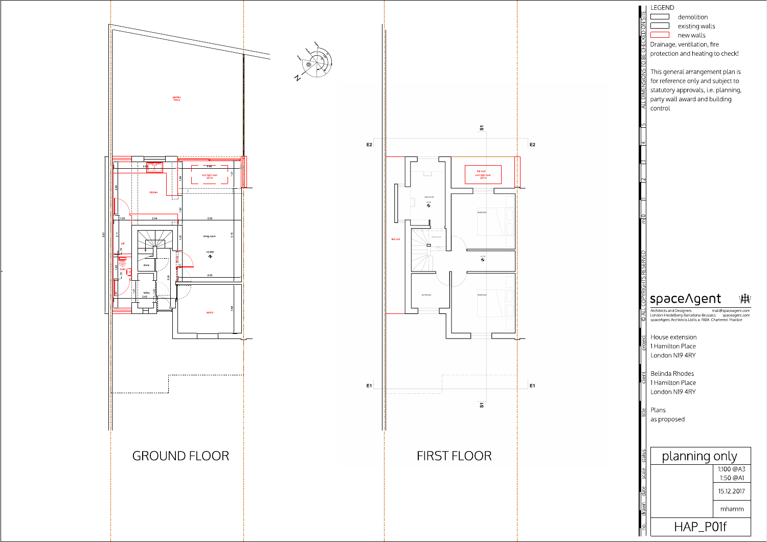# GROUND FLOOR

garden
~44m2

kitchen

roof light over
2x1m

living room

±0.000

utill

toilet

store

lobby

studio

3.40
3.44
2.54
3.50
3.50
1.84
1.51
1.62
5.15
1.00
2.11
1.42
3.29
2.68
3.43
8.91

# FIRST FLOOR

flat roof
roof light over
2x1m

NEW STUDY

flat roof

BEDROOM

BEDROOM

BATHROOM

+2.770

E1
E2
S1

## LEGEND

- demolition
- existing walls
- new walls

Drainage, ventilation, fire protection and heating to check!

This general arrangement plan is for reference only and subject to statutory approvals, i.e. planning, party wall award and building control

ALL DIMENSIONS TO BE CHECKED ON SITE

© ALL COPYRIGHTS RESERVED

**spaceAgent**

Architects and Designers — mail@spaceagent.com
London-Heidelberg-Barcelona-Brussels — spaceagent.com
spaceAgent Architects Ltd is a RIBA Chartered Practice

| | |
|---|---|
| project | House extension<br>1 Hamilton Place<br>London N19 4RY |
| client | Belinda Rhodes<br>1 Hamilton Place<br>London N19 4RY |
| title | Plans<br>as proposed |
| status | planning only |
| scale | 1:100 @A3<br>1:50 @A1 |
| date | 15.12.2017 |
| drawn | mhamm |
| no. | HAP_P01f |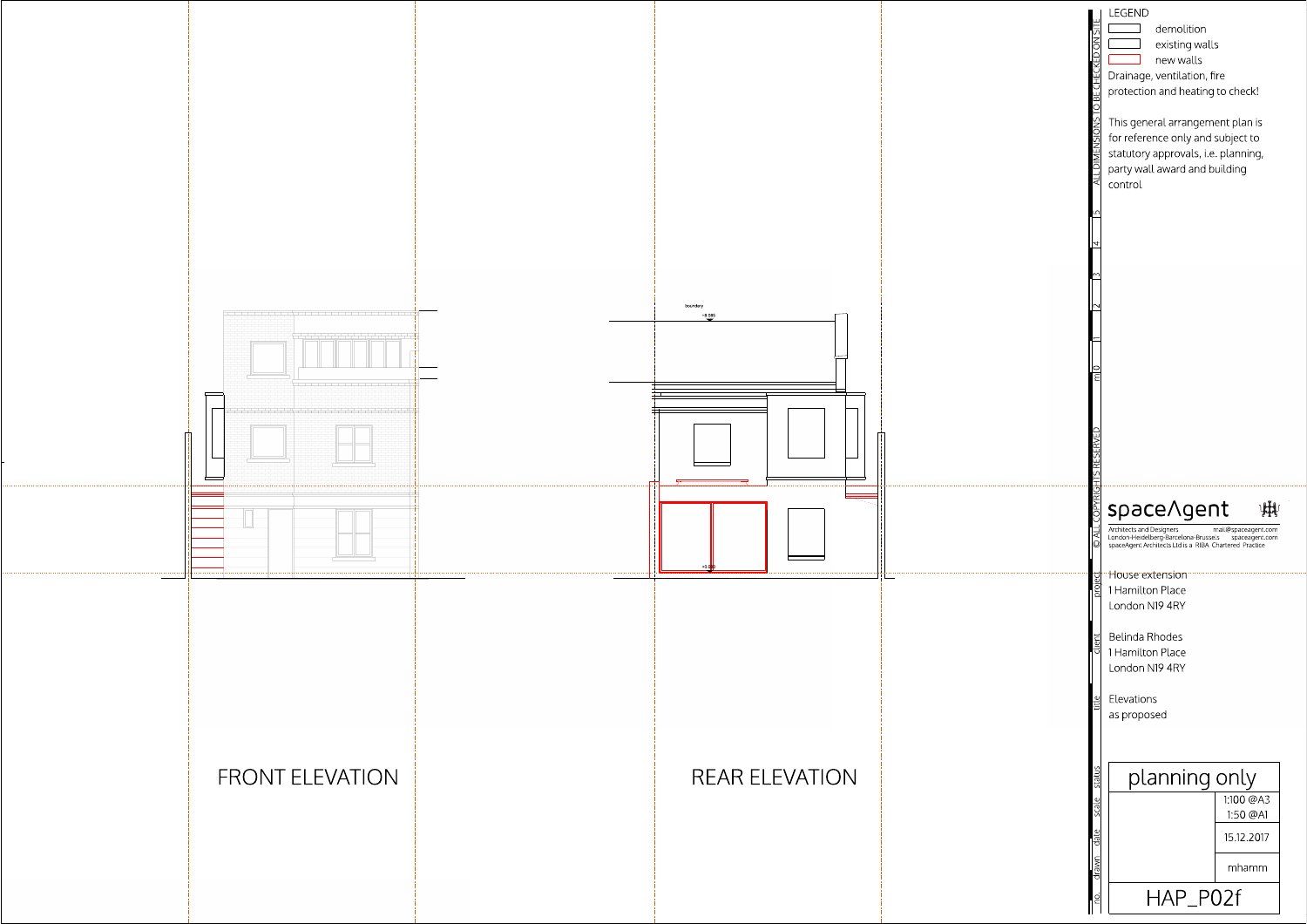FRONT ELEVATION

REAR ELEVATION

boundary

+8.085

+3.250

ALL DIMENSIONS TO BE CHECKED ON SITE

m 0 1 2 3 4 5

© ALL COPYRIGHTS RESERVED

LEGEND

- demolition
- existing walls
- new walls

Drainage, ventilation, fire protection and heating to check!

This general arrangement plan is for reference only and subject to statutory approvals, i.e. planning, party wall award and building control

spaceAgent

Architects and Designers mail@spaceagent.com
London-Heidelberg-Barcelona-Brussels spaceagent.com
spaceAgent Architects Ltd is a RIBA Chartered Practice

| | |
|---|---|
| project | House extension<br>1 Hamilton Place<br>London N19 4RY |
| client | Belinda Rhodes<br>1 Hamilton Place<br>London N19 4RY |
| title | Elevations<br>as proposed |
| status | planning only |
| scale | 1:100 @A3<br>1:50 @A1 |
| date | 15.12.2017 |
| drawn | mhamm |
| no. | HAP_P02f |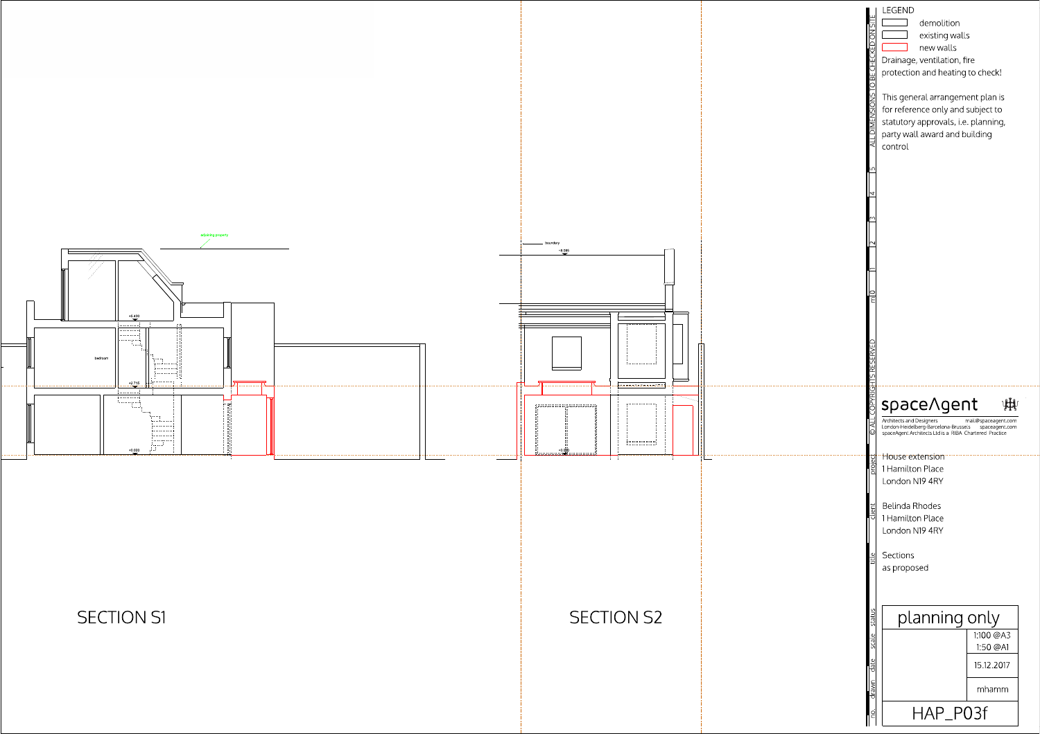SECTION S1

SECTION S2

LEGEND

demolition

existing walls

new walls

Drainage, ventilation, fire protection and heating to check!

This general arrangement plan is for reference only and subject to statutory approvals, i.e. planning, party wall award and building control

ALL DIMENSIONS TO BE CHECKED ON SITE

© ALL COPYRIGHTS RESERVED

spaceAgent

Architects and Designers mail@spaceagent.com
London-Heidelberg-Barcelona-Brussels spaceagent.com
spaceAgent Architects Ltd is a RIBA Chartered Practice

project: House extension
1 Hamilton Place
London N19 4RY

client: Belinda Rhodes
1 Hamilton Place
London N19 4RY

title: Sections
as proposed

status: planning only

scale: 1:100 @A3
1:50 @A1

date: 15.12.2017

drawn: mhamm

no.: HAP_P03f